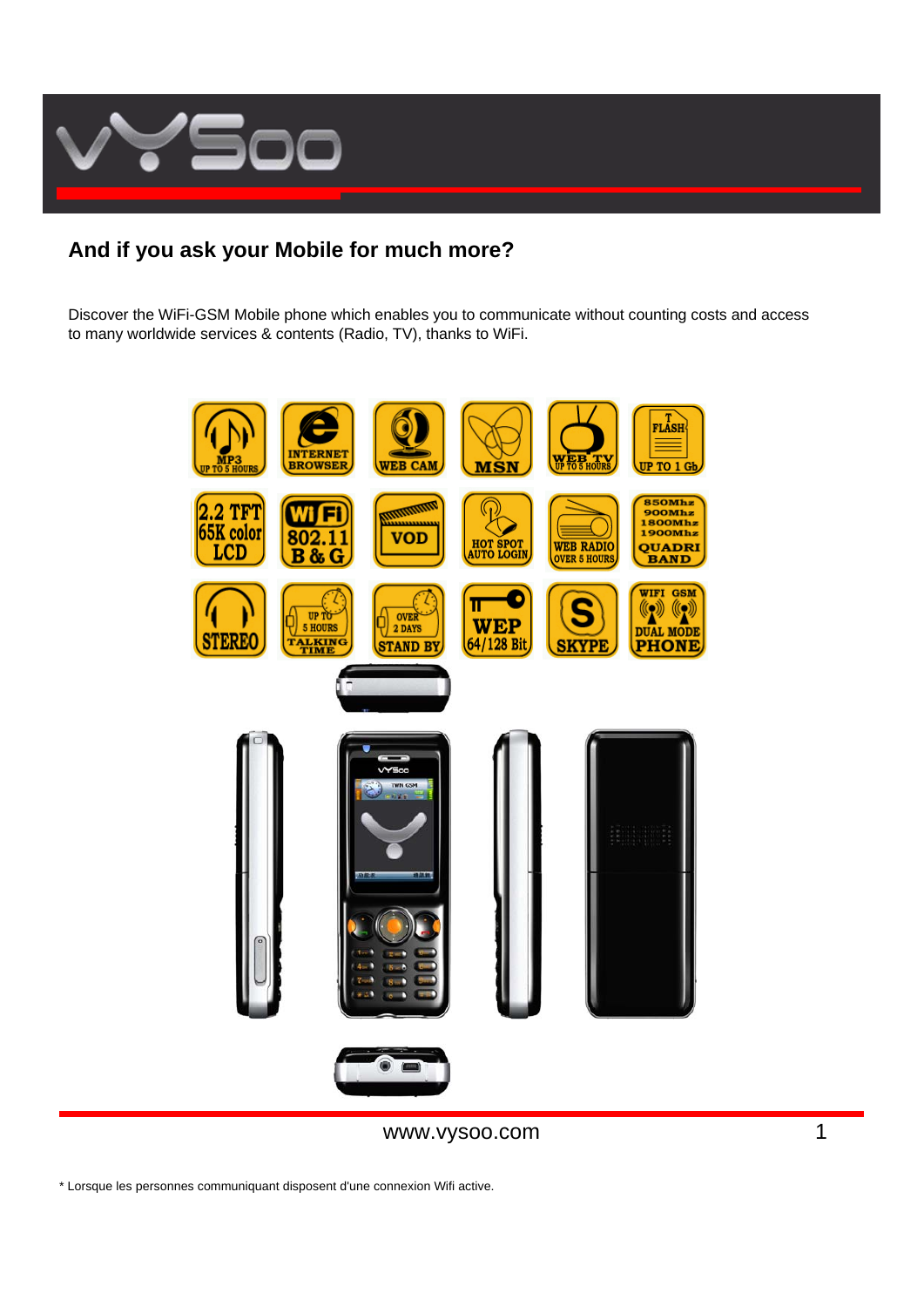## And if you ask your Mobile for much more?

Discover the WiFi-GSM Mobile phone which enables you to communicate without counting costs and access to many worldwide services & contents (Radio, TV), thanks to WiFi.

www.vysoo.com

* Lorsque les personnes communiquant disposent d'une connexion Wifi active.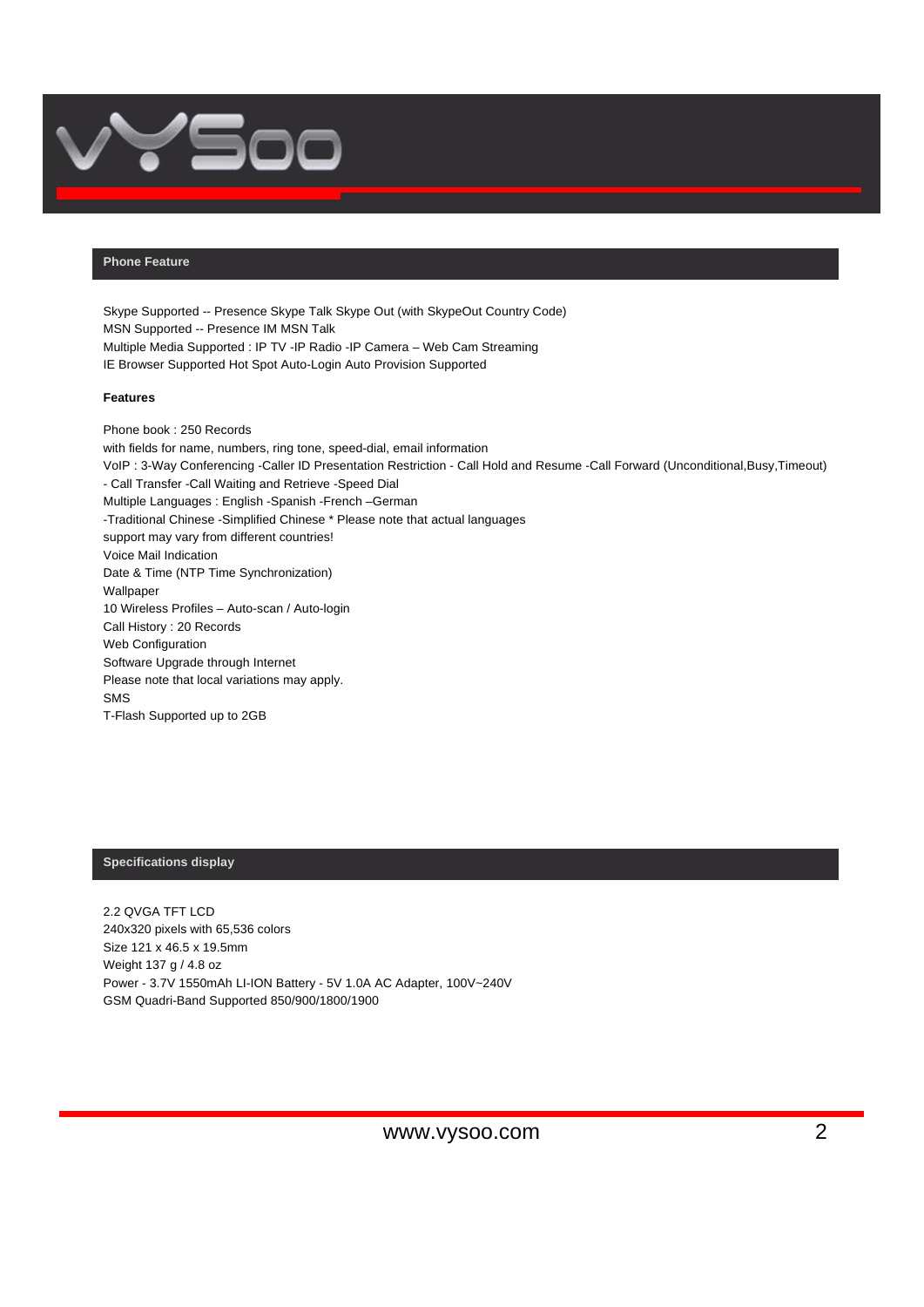## Phone Feature

Skype Supported -- Presence Skype Talk Skype Out (with SkypeOut Country Code)
MSN Supported -- Presence IM MSN Talk
Multiple Media Supported : IP TV -IP Radio -IP Camera – Web Cam Streaming
IE Browser Supported Hot Spot Auto-Login Auto Provision Supported

### Features

Phone book : 250 Records
with fields for name, numbers, ring tone, speed-dial, email information
VoIP : 3-Way Conferencing -Caller ID Presentation Restriction - Call Hold and Resume -Call Forward (Unconditional,Busy,Timeout)
- Call Transfer -Call Waiting and Retrieve -Speed Dial
Multiple Languages : English -Spanish -French –German
-Traditional Chinese -Simplified Chinese * Please note that actual languages
support may vary from different countries!
Voice Mail Indication
Date & Time (NTP Time Synchronization)
Wallpaper
10 Wireless Profiles – Auto-scan / Auto-login
Call History : 20 Records
Web Configuration
Software Upgrade through Internet
Please note that local variations may apply.
SMS
T-Flash Supported up to 2GB

## Specifications display

2.2 QVGA TFT LCD
240x320 pixels with 65,536 colors
Size 121 x 46.5 x 19.5mm
Weight 137 g / 4.8 oz
Power - 3.7V 1550mAh LI-ION Battery - 5V 1.0A AC Adapter, 100V~240V
GSM Quadri-Band Supported 850/900/1800/1900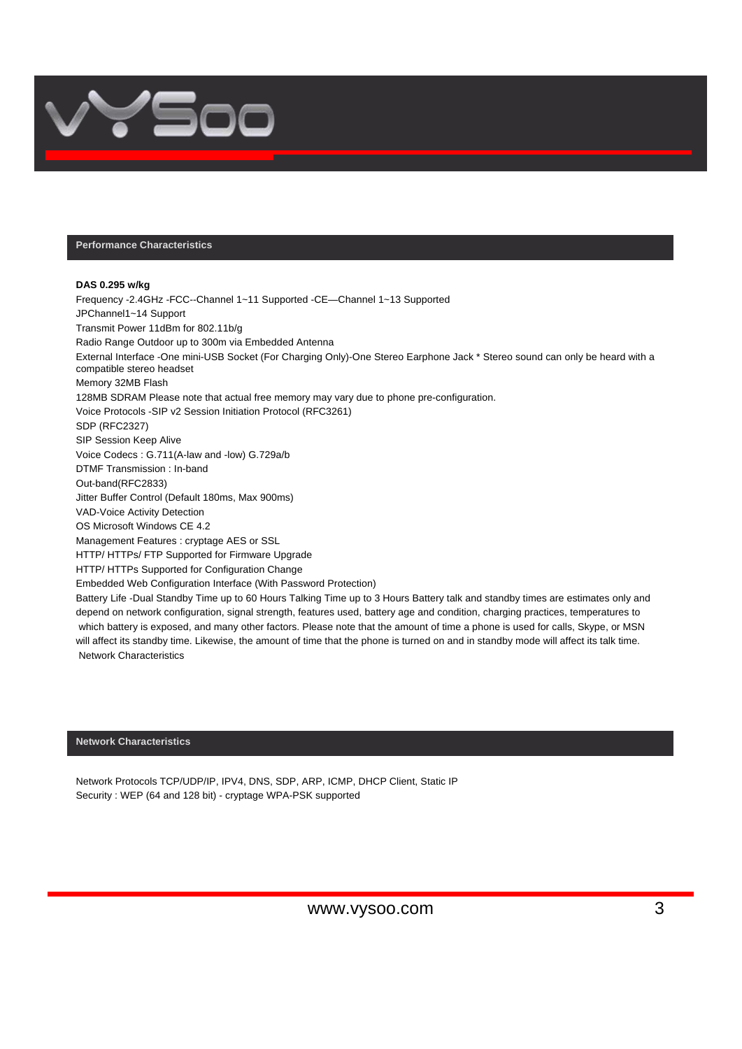## Performance Characteristics

**DAS 0.295 w/kg**

Frequency -2.4GHz -FCC--Channel 1~11 Supported -CE—Channel 1~13 Supported
JPChannel1~14 Support
Transmit Power 11dBm for 802.11b/g
Radio Range Outdoor up to 300m via Embedded Antenna
External Interface -One mini-USB Socket (For Charging Only)-One Stereo Earphone Jack * Stereo sound can only be heard with a compatible stereo headset
Memory 32MB Flash
128MB SDRAM Please note that actual free memory may vary due to phone pre-configuration.
Voice Protocols -SIP v2 Session Initiation Protocol (RFC3261)
SDP (RFC2327)
SIP Session Keep Alive
Voice Codecs : G.711(A-law and -low) G.729a/b
DTMF Transmission : In-band
Out-band(RFC2833)
Jitter Buffer Control (Default 180ms, Max 900ms)
VAD-Voice Activity Detection
OS Microsoft Windows CE 4.2
Management Features : cryptage AES or SSL
HTTP/ HTTPs/ FTP Supported for Firmware Upgrade
HTTP/ HTTPs Supported for Configuration Change
Embedded Web Configuration Interface (With Password Protection)
Battery Life -Dual Standby Time up to 60 Hours Talking Time up to 3 Hours Battery talk and standby times are estimates only and depend on network configuration, signal strength, features used, battery age and condition, charging practices, temperatures to which battery is exposed, and many other factors. Please note that the amount of time a phone is used for calls, Skype, or MSN will affect its standby time. Likewise, the amount of time that the phone is turned on and in standby mode will affect its talk time.
Network Characteristics

## Network Characteristics

Network Protocols TCP/UDP/IP, IPV4, DNS, SDP, ARP, ICMP, DHCP Client, Static IP
Security : WEP (64 and 128 bit) - cryptage WPA-PSK supported

www.vysoo.com